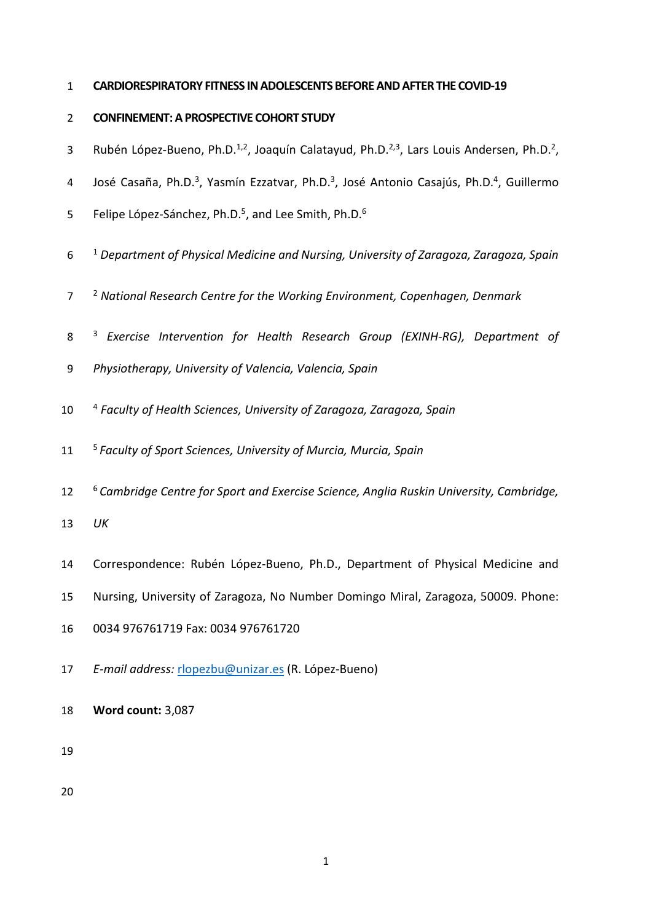# CARDIORESPIRATORY FITNESS IN ADOLESCENTS BEFORE AND AFTER THE COVID-19 CONFINEMENT: A PROSPECTIVE COHORT STUDY

Rubén López-Bueno, Ph.D.[1,2], Joaquín Calatayud, Ph.D.[2,3], Lars Louis Andersen, Ph.D.[2], José Casaña, Ph.D.[3], Yasmín Ezzatvar, Ph.D.[3], José Antonio Casajús, Ph.D.[4], Guillermo Felipe López-Sánchez, Ph.D.[5], and Lee Smith, Ph.D.[6]

[1] *Department of Physical Medicine and Nursing, University of Zaragoza, Zaragoza, Spain*

[2] *National Research Centre for the Working Environment, Copenhagen, Denmark*

[3] *Exercise Intervention for Health Research Group (EXINH-RG), Department of Physiotherapy, University of Valencia, Valencia, Spain*

[4] *Faculty of Health Sciences, University of Zaragoza, Zaragoza, Spain*

[5] *Faculty of Sport Sciences, University of Murcia, Murcia, Spain*

[6] *Cambridge Centre for Sport and Exercise Science, Anglia Ruskin University, Cambridge, UK*

Correspondence: Rubén López-Bueno, Ph.D., Department of Physical Medicine and Nursing, University of Zaragoza, No Number Domingo Miral, Zaragoza, 50009. Phone: 0034 976761719 Fax: 0034 976761720

*E-mail address:* rlopezbu@unizar.es (R. López-Bueno)

**Word count:** 3,087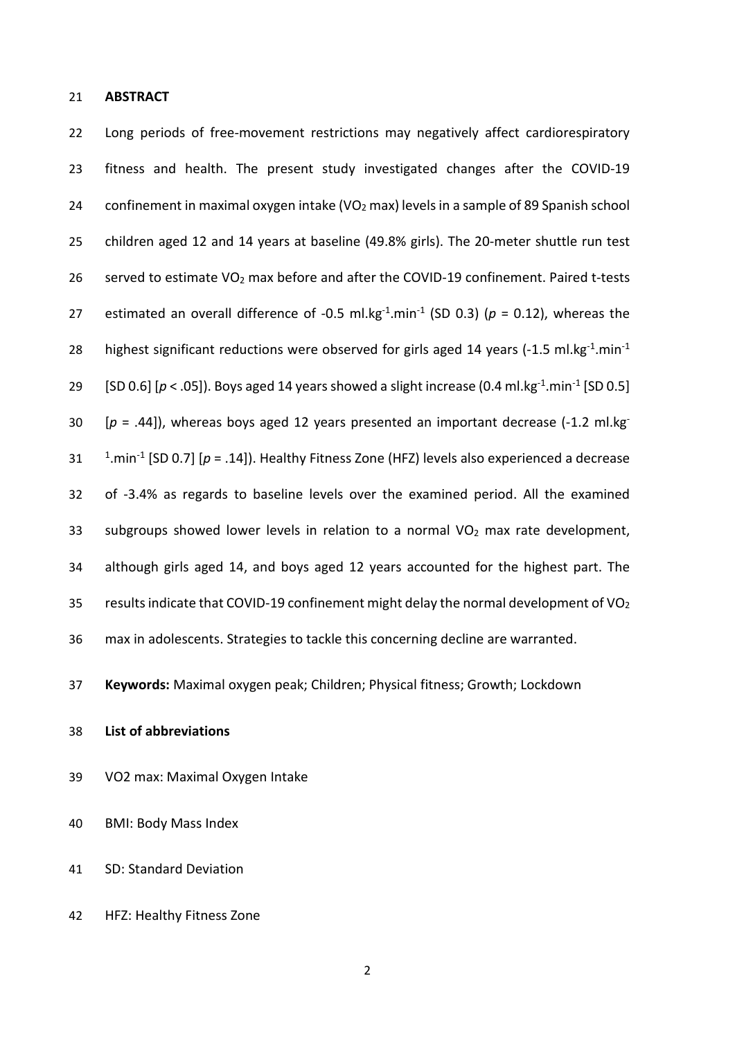## ABSTRACT

Long periods of free-movement restrictions may negatively affect cardiorespiratory fitness and health. The present study investigated changes after the COVID-19 confinement in maximal oxygen intake ($VO_2$ max) levels in a sample of 89 Spanish school children aged 12 and 14 years at baseline (49.8% girls). The 20-meter shuttle run test served to estimate $VO_2$ max before and after the COVID-19 confinement. Paired t-tests estimated an overall difference of -0.5 $ml.kg^{-1}.min^{-1}$ (SD 0.3) ($p$ = 0.12), whereas the highest significant reductions were observed for girls aged 14 years (-1.5 $ml.kg^{-1}.min^{-1}$ [SD 0.6] [$p < .05$]). Boys aged 14 years showed a slight increase (0.4 $ml.kg^{-1}.min^{-1}$ [SD 0.5] [$p$ = .44]), whereas boys aged 12 years presented an important decrease (-1.2 $ml.kg^{-1}.min^{-1}$ [SD 0.7] [$p$ = .14]). Healthy Fitness Zone (HFZ) levels also experienced a decrease of -3.4% as regards to baseline levels over the examined period. All the examined subgroups showed lower levels in relation to a normal $VO_2$ max rate development, although girls aged 14, and boys aged 12 years accounted for the highest part. The results indicate that COVID-19 confinement might delay the normal development of $VO_2$ max in adolescents. Strategies to tackle this concerning decline are warranted.

**Keywords:** Maximal oxygen peak; Children; Physical fitness; Growth; Lockdown

**List of abbreviations**

VO2 max: Maximal Oxygen Intake

BMI: Body Mass Index

SD: Standard Deviation

HFZ: Healthy Fitness Zone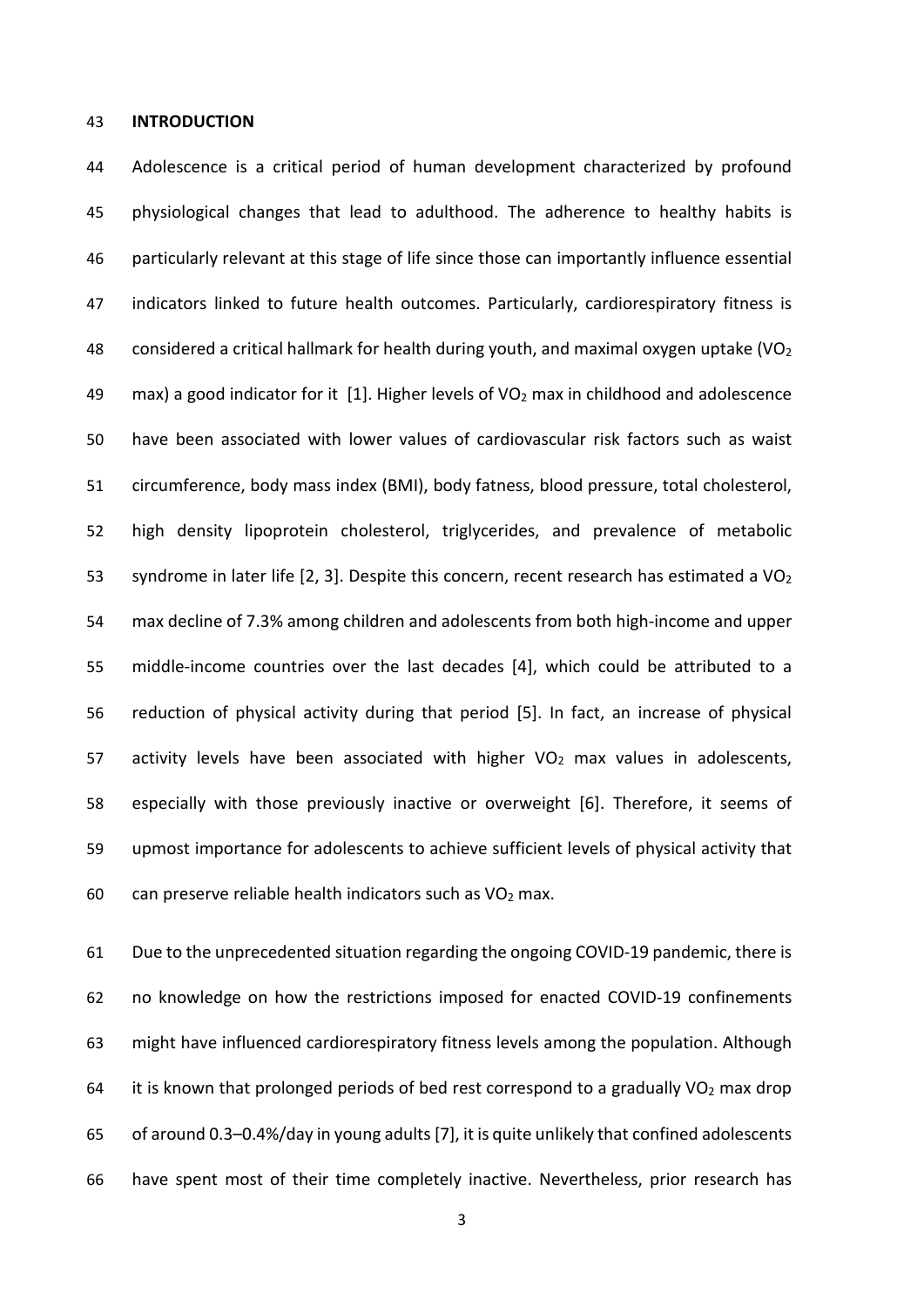## INTRODUCTION

Adolescence is a critical period of human development characterized by profound physiological changes that lead to adulthood. The adherence to healthy habits is particularly relevant at this stage of life since those can importantly influence essential indicators linked to future health outcomes. Particularly, cardiorespiratory fitness is considered a critical hallmark for health during youth, and maximal oxygen uptake ($VO_2$ max) a good indicator for it [1]. Higher levels of $VO_2$ max in childhood and adolescence have been associated with lower values of cardiovascular risk factors such as waist circumference, body mass index (BMI), body fatness, blood pressure, total cholesterol, high density lipoprotein cholesterol, triglycerides, and prevalence of metabolic syndrome in later life [2, 3]. Despite this concern, recent research has estimated a $VO_2$ max decline of 7.3% among children and adolescents from both high-income and upper middle-income countries over the last decades [4], which could be attributed to a reduction of physical activity during that period [5]. In fact, an increase of physical activity levels have been associated with higher $VO_2$ max values in adolescents, especially with those previously inactive or overweight [6]. Therefore, it seems of upmost importance for adolescents to achieve sufficient levels of physical activity that can preserve reliable health indicators such as $VO_2$ max.

Due to the unprecedented situation regarding the ongoing COVID-19 pandemic, there is no knowledge on how the restrictions imposed for enacted COVID-19 confinements might have influenced cardiorespiratory fitness levels among the population. Although it is known that prolonged periods of bed rest correspond to a gradually $VO_2$ max drop of around 0.3–0.4%/day in young adults [7], it is quite unlikely that confined adolescents have spent most of their time completely inactive. Nevertheless, prior research has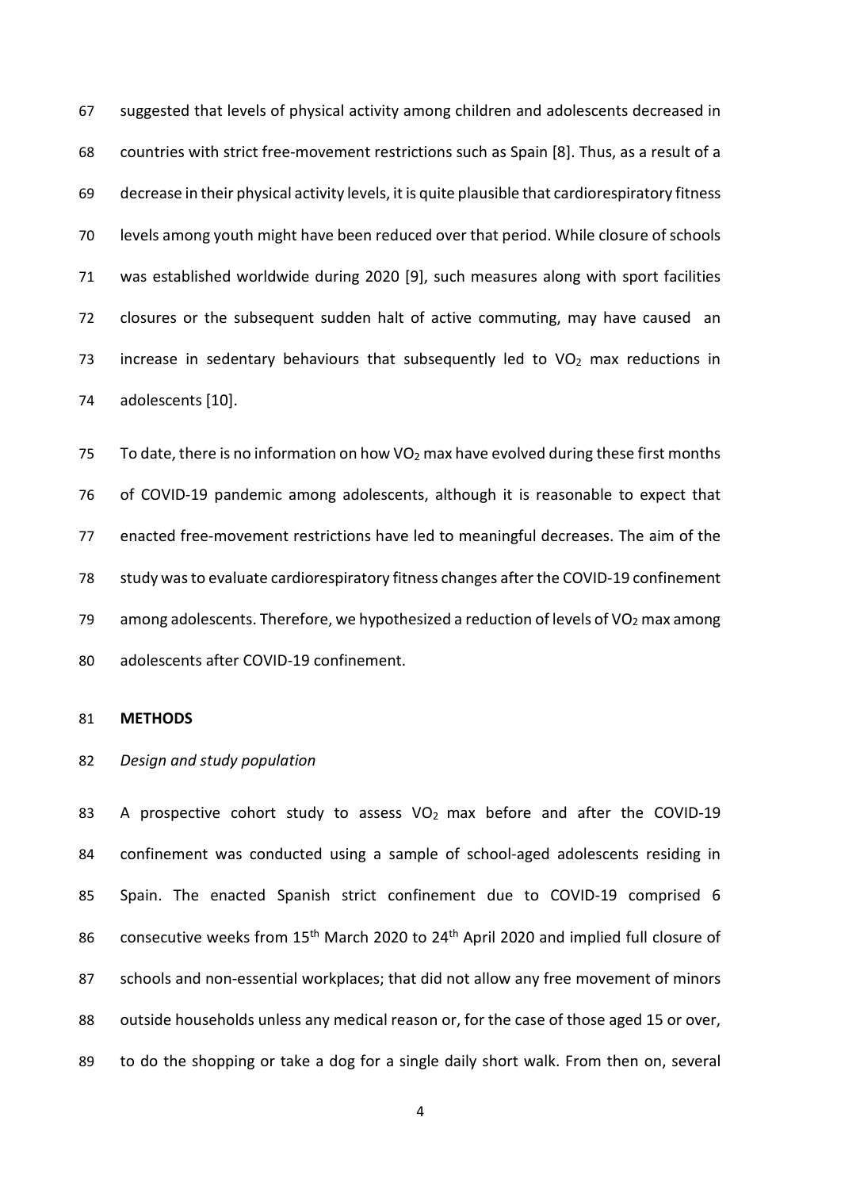suggested that levels of physical activity among children and adolescents decreased in countries with strict free-movement restrictions such as Spain [8]. Thus, as a result of a decrease in their physical activity levels, it is quite plausible that cardiorespiratory fitness levels among youth might have been reduced over that period. While closure of schools was established worldwide during 2020 [9], such measures along with sport facilities closures or the subsequent sudden halt of active commuting, may have caused an increase in sedentary behaviours that subsequently led to $VO_2$ max reductions in adolescents [10].

To date, there is no information on how $VO_2$ max have evolved during these first months of COVID-19 pandemic among adolescents, although it is reasonable to expect that enacted free-movement restrictions have led to meaningful decreases. The aim of the study was to evaluate cardiorespiratory fitness changes after the COVID-19 confinement among adolescents. Therefore, we hypothesized a reduction of levels of $VO_2$ max among adolescents after COVID-19 confinement.

## METHODS

*Design and study population*

A prospective cohort study to assess $VO_2$ max before and after the COVID-19 confinement was conducted using a sample of school-aged adolescents residing in Spain. The enacted Spanish strict confinement due to COVID-19 comprised 6 consecutive weeks from 15th March 2020 to 24th April 2020 and implied full closure of schools and non-essential workplaces; that did not allow any free movement of minors outside households unless any medical reason or, for the case of those aged 15 or over, to do the shopping or take a dog for a single daily short walk. From then on, several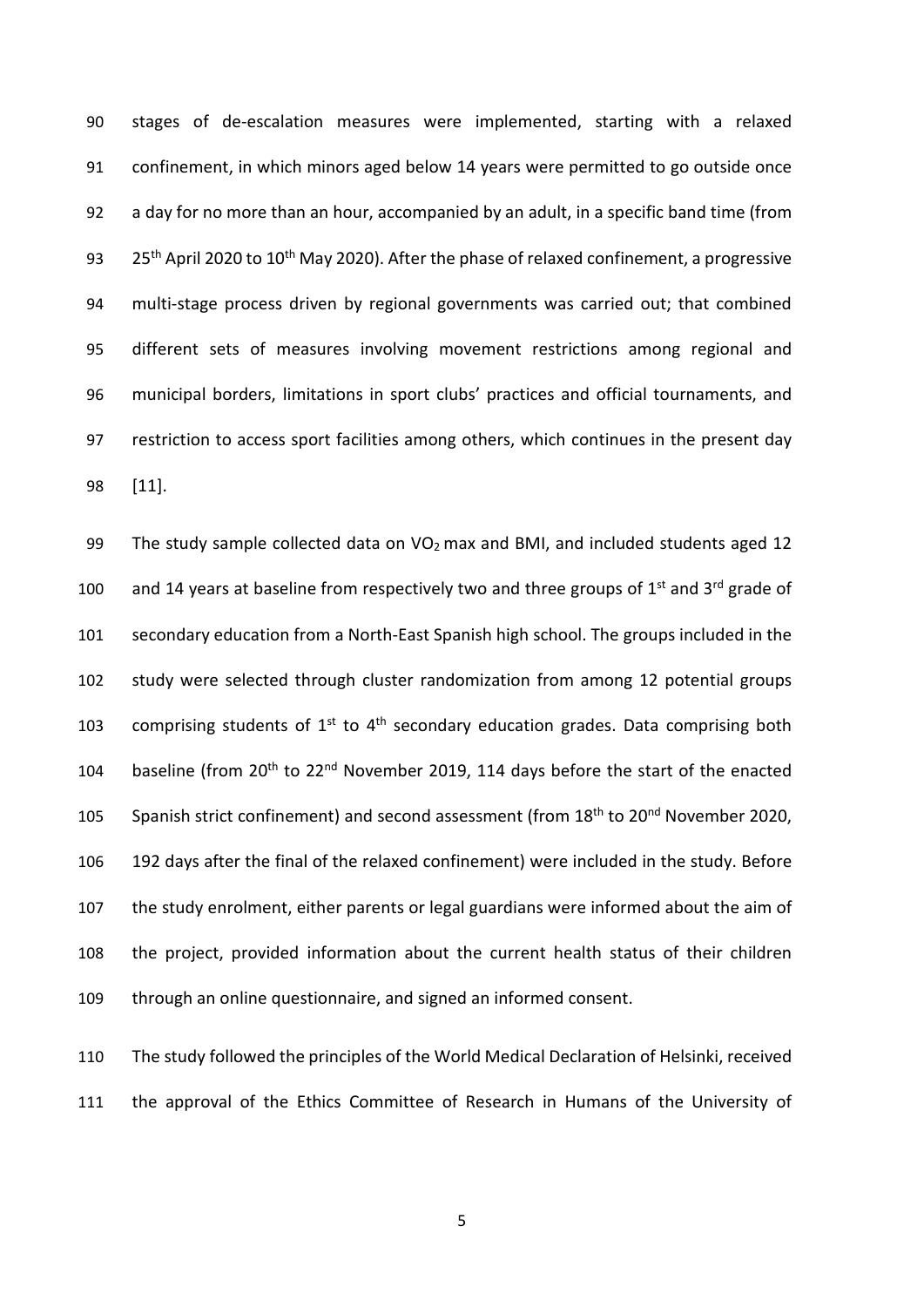stages of de-escalation measures were implemented, starting with a relaxed confinement, in which minors aged below 14 years were permitted to go outside once a day for no more than an hour, accompanied by an adult, in a specific band time (from 25th April 2020 to 10th May 2020). After the phase of relaxed confinement, a progressive multi-stage process driven by regional governments was carried out; that combined different sets of measures involving movement restrictions among regional and municipal borders, limitations in sport clubs' practices and official tournaments, and restriction to access sport facilities among others, which continues in the present day [11].

The study sample collected data on $VO_2$ max and BMI, and included students aged 12 and 14 years at baseline from respectively two and three groups of 1st and 3rd grade of secondary education from a North-East Spanish high school. The groups included in the study were selected through cluster randomization from among 12 potential groups comprising students of 1st to 4th secondary education grades. Data comprising both baseline (from 20th to 22nd November 2019, 114 days before the start of the enacted Spanish strict confinement) and second assessment (from 18th to 20nd November 2020, 192 days after the final of the relaxed confinement) were included in the study. Before the study enrolment, either parents or legal guardians were informed about the aim of the project, provided information about the current health status of their children through an online questionnaire, and signed an informed consent.

The study followed the principles of the World Medical Declaration of Helsinki, received the approval of the Ethics Committee of Research in Humans of the University of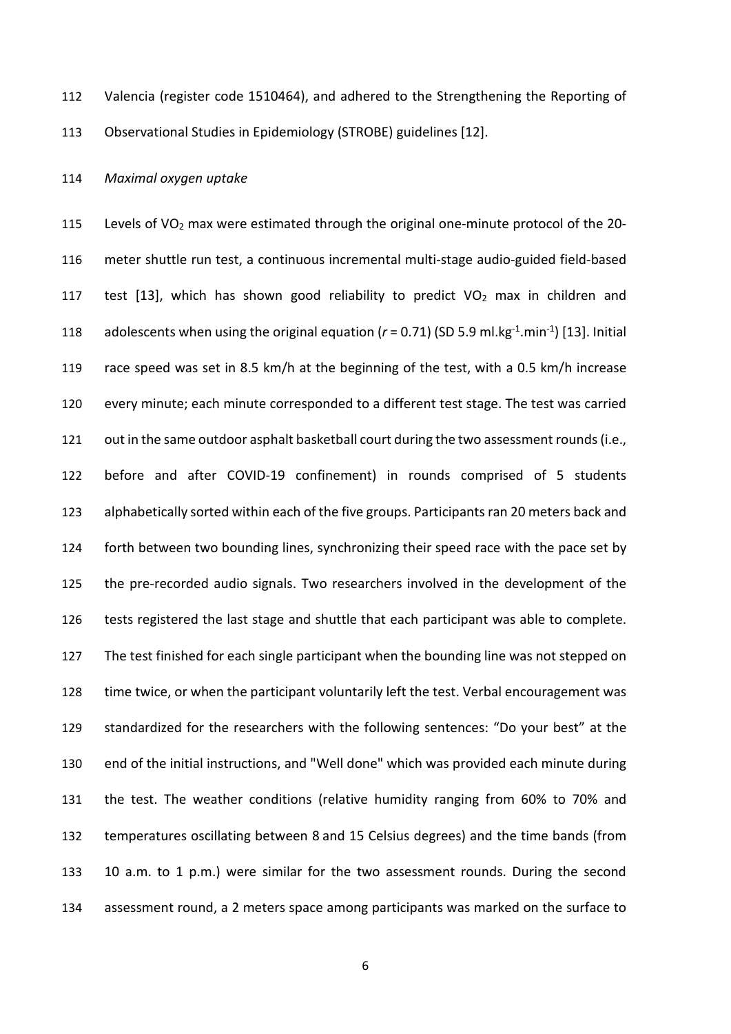Valencia (register code 1510464), and adhered to the Strengthening the Reporting of Observational Studies in Epidemiology (STROBE) guidelines [12].

*Maximal oxygen uptake*

Levels of $VO_2$ max were estimated through the original one-minute protocol of the 20-meter shuttle run test, a continuous incremental multi-stage audio-guided field-based test [13], which has shown good reliability to predict $VO_2$ max in children and adolescents when using the original equation ($r = 0.71$) (SD 5.9 $ml.kg^{-1}.min^{-1}$) [13]. Initial race speed was set in 8.5 km/h at the beginning of the test, with a 0.5 km/h increase every minute; each minute corresponded to a different test stage. The test was carried out in the same outdoor asphalt basketball court during the two assessment rounds (i.e., before and after COVID-19 confinement) in rounds comprised of 5 students alphabetically sorted within each of the five groups. Participants ran 20 meters back and forth between two bounding lines, synchronizing their speed race with the pace set by the pre-recorded audio signals. Two researchers involved in the development of the tests registered the last stage and shuttle that each participant was able to complete. The test finished for each single participant when the bounding line was not stepped on time twice, or when the participant voluntarily left the test. Verbal encouragement was standardized for the researchers with the following sentences: "Do your best" at the end of the initial instructions, and "Well done" which was provided each minute during the test. The weather conditions (relative humidity ranging from 60% to 70% and temperatures oscillating between 8 and 15 Celsius degrees) and the time bands (from 10 a.m. to 1 p.m.) were similar for the two assessment rounds. During the second assessment round, a 2 meters space among participants was marked on the surface to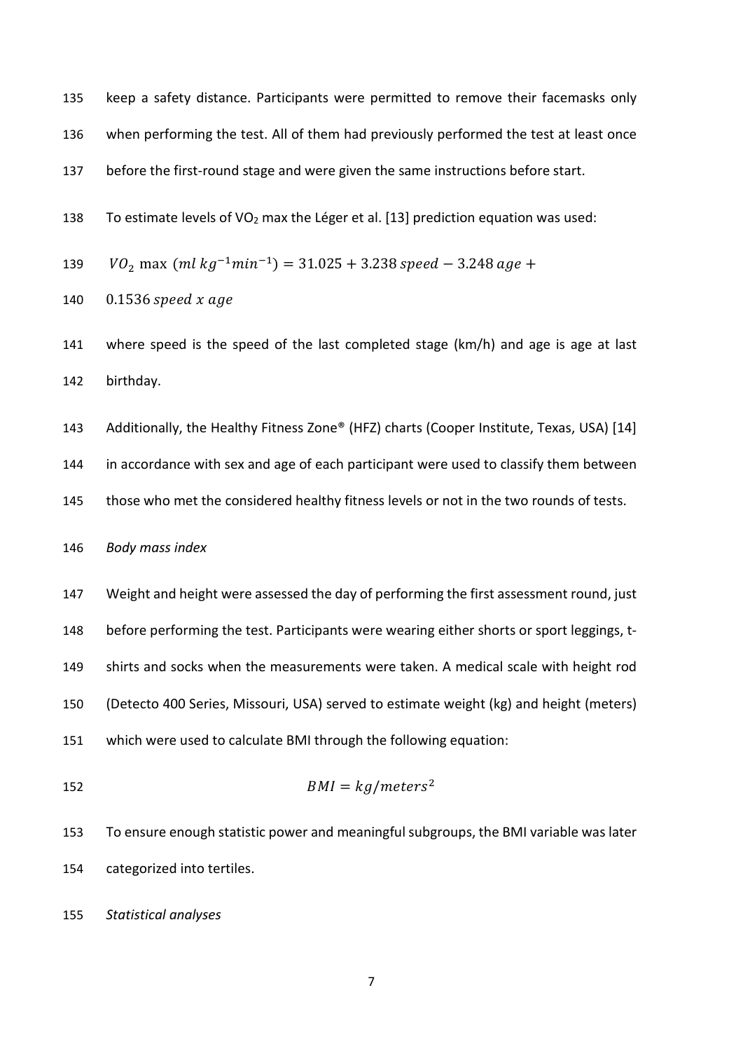keep a safety distance. Participants were permitted to remove their facemasks only when performing the test. All of them had previously performed the test at least once before the first-round stage and were given the same instructions before start.

To estimate levels of $VO_2$ max the Léger et al. [13] prediction equation was used:

$$VO_2 \max \, (ml\, kg^{-1} min^{-1}) = 31.025 + 3.238\, speed - 3.248\, age + 0.1536\, speed\ x\ age$$

where speed is the speed of the last completed stage (km/h) and age is age at last birthday.

Additionally, the Healthy Fitness Zone® (HFZ) charts (Cooper Institute, Texas, USA) [14] in accordance with sex and age of each participant were used to classify them between those who met the considered healthy fitness levels or not in the two rounds of tests.

*Body mass index*

Weight and height were assessed the day of performing the first assessment round, just before performing the test. Participants were wearing either shorts or sport leggings, t-shirts and socks when the measurements were taken. A medical scale with height rod (Detecto 400 Series, Missouri, USA) served to estimate weight (kg) and height (meters) which were used to calculate BMI through the following equation:

$$BMI = kg/meters^2$$

To ensure enough statistic power and meaningful subgroups, the BMI variable was later categorized into tertiles.

*Statistical analyses*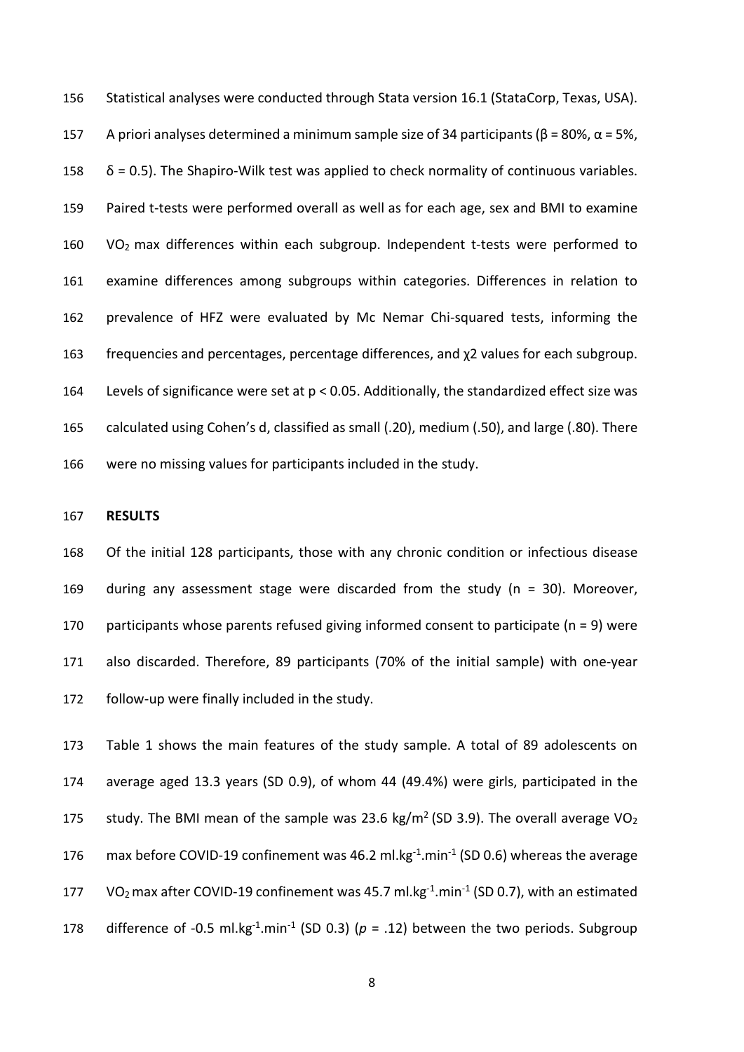Statistical analyses were conducted through Stata version 16.1 (StataCorp, Texas, USA). A priori analyses determined a minimum sample size of 34 participants ($\beta$ = 80%, $\alpha$ = 5%, $\delta$ = 0.5). The Shapiro-Wilk test was applied to check normality of continuous variables. Paired t-tests were performed overall as well as for each age, sex and BMI to examine $VO_2$ max differences within each subgroup. Independent t-tests were performed to examine differences among subgroups within categories. Differences in relation to prevalence of HFZ were evaluated by Mc Nemar Chi-squared tests, informing the frequencies and percentages, percentage differences, and $\chi 2$ values for each subgroup. Levels of significance were set at $p < 0.05$. Additionally, the standardized effect size was calculated using Cohen's d, classified as small (.20), medium (.50), and large (.80). There were no missing values for participants included in the study.

## RESULTS

Of the initial 128 participants, those with any chronic condition or infectious disease during any assessment stage were discarded from the study (n = 30). Moreover, participants whose parents refused giving informed consent to participate (n = 9) were also discarded. Therefore, 89 participants (70% of the initial sample) with one-year follow-up were finally included in the study.

Table 1 shows the main features of the study sample. A total of 89 adolescents on average aged 13.3 years (SD 0.9), of whom 44 (49.4%) were girls, participated in the study. The BMI mean of the sample was 23.6 $kg/m^2$ (SD 3.9). The overall average $VO_2$ max before COVID-19 confinement was 46.2 $ml.kg^{-1}.min^{-1}$ (SD 0.6) whereas the average $VO_2$ max after COVID-19 confinement was 45.7 $ml.kg^{-1}.min^{-1}$ (SD 0.7), with an estimated difference of -0.5 $ml.kg^{-1}.min^{-1}$ (SD 0.3) ($p$ = .12) between the two periods. Subgroup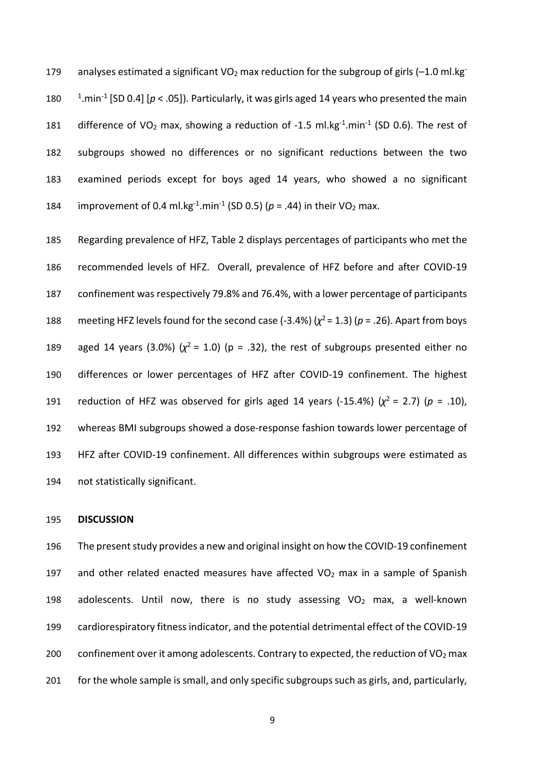analyses estimated a significant $VO_2$ max reduction for the subgroup of girls (–1.0 ml.kg$^{-1}$.min$^{-1}$ [SD 0.4] [$p < .05$]). Particularly, it was girls aged 14 years who presented the main difference of $VO_2$ max, showing a reduction of -1.5 ml.kg$^{-1}$.min$^{-1}$ (SD 0.6). The rest of subgroups showed no differences or no significant reductions between the two examined periods except for boys aged 14 years, who showed a no significant improvement of 0.4 ml.kg$^{-1}$.min$^{-1}$ (SD 0.5) ($p = .44$) in their $VO_2$ max.

Regarding prevalence of HFZ, Table 2 displays percentages of participants who met the recommended levels of HFZ. Overall, prevalence of HFZ before and after COVID-19 confinement was respectively 79.8% and 76.4%, with a lower percentage of participants meeting HFZ levels found for the second case (-3.4%) ($\chi^2 = 1.3$) ($p = .26$). Apart from boys aged 14 years (3.0%) ($\chi^2 = 1.0$) (p = .32), the rest of subgroups presented either no differences or lower percentages of HFZ after COVID-19 confinement. The highest reduction of HFZ was observed for girls aged 14 years (-15.4%) ($\chi^2 = 2.7$) ($p = .10$), whereas BMI subgroups showed a dose-response fashion towards lower percentage of HFZ after COVID-19 confinement. All differences within subgroups were estimated as not statistically significant.

## DISCUSSION

The present study provides a new and original insight on how the COVID-19 confinement and other related enacted measures have affected $VO_2$ max in a sample of Spanish adolescents. Until now, there is no study assessing $VO_2$ max, a well-known cardiorespiratory fitness indicator, and the potential detrimental effect of the COVID-19 confinement over it among adolescents. Contrary to expected, the reduction of $VO_2$ max for the whole sample is small, and only specific subgroups such as girls, and, particularly,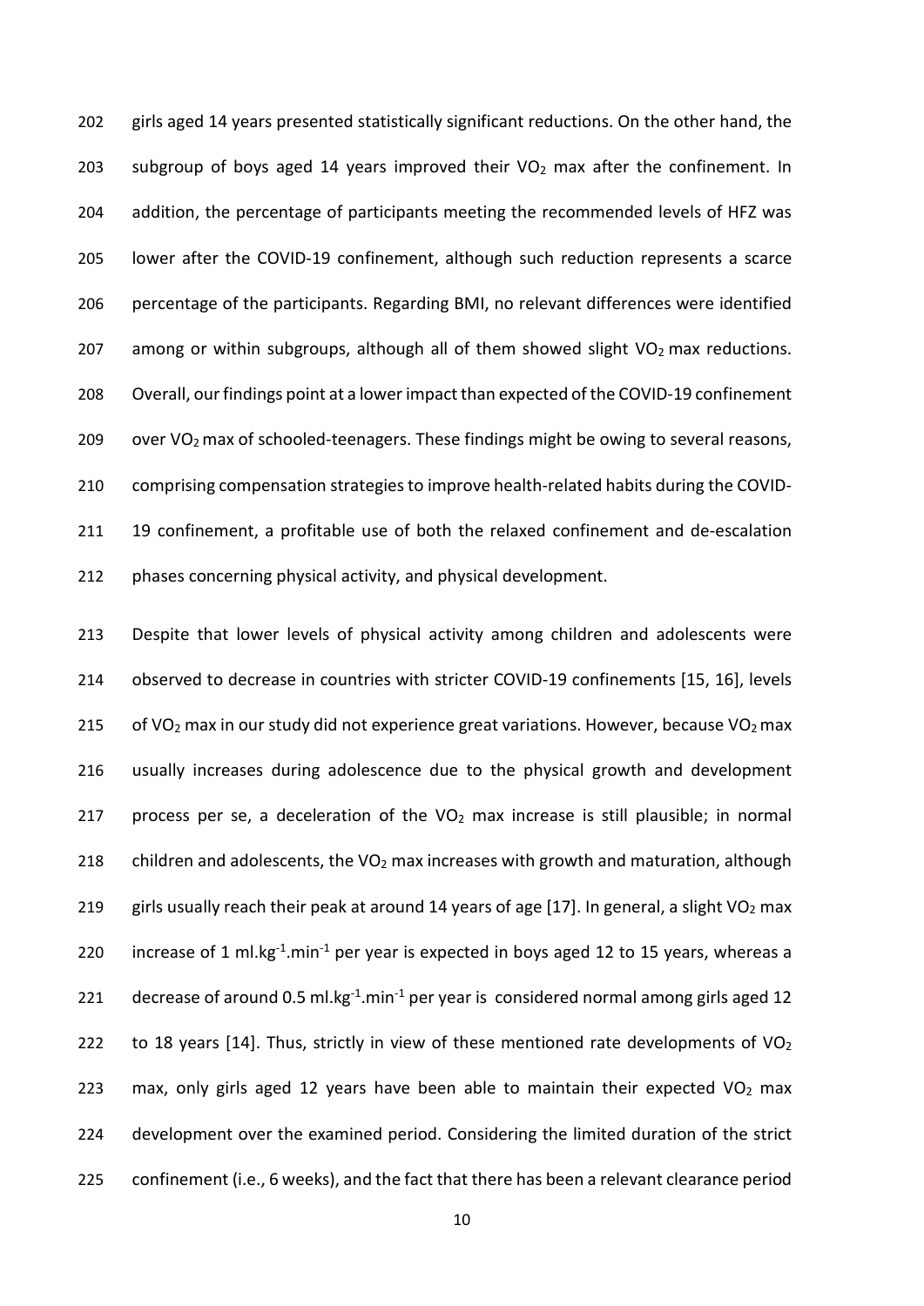girls aged 14 years presented statistically significant reductions. On the other hand, the subgroup of boys aged 14 years improved their $VO_2$ max after the confinement. In addition, the percentage of participants meeting the recommended levels of HFZ was lower after the COVID-19 confinement, although such reduction represents a scarce percentage of the participants. Regarding BMI, no relevant differences were identified among or within subgroups, although all of them showed slight $VO_2$ max reductions. Overall, our findings point at a lower impact than expected of the COVID-19 confinement over $VO_2$ max of schooled-teenagers. These findings might be owing to several reasons, comprising compensation strategies to improve health-related habits during the COVID-19 confinement, a profitable use of both the relaxed confinement and de-escalation phases concerning physical activity, and physical development.

Despite that lower levels of physical activity among children and adolescents were observed to decrease in countries with stricter COVID-19 confinements [15, 16], levels of $VO_2$ max in our study did not experience great variations. However, because $VO_2$ max usually increases during adolescence due to the physical growth and development process per se, a deceleration of the $VO_2$ max increase is still plausible; in normal children and adolescents, the $VO_2$ max increases with growth and maturation, although girls usually reach their peak at around 14 years of age [17]. In general, a slight $VO_2$ max increase of 1 $ml.kg^{-1}.min^{-1}$ per year is expected in boys aged 12 to 15 years, whereas a decrease of around 0.5 $ml.kg^{-1}.min^{-1}$ per year is considered normal among girls aged 12 to 18 years [14]. Thus, strictly in view of these mentioned rate developments of $VO_2$ max, only girls aged 12 years have been able to maintain their expected $VO_2$ max development over the examined period. Considering the limited duration of the strict confinement (i.e., 6 weeks), and the fact that there has been a relevant clearance period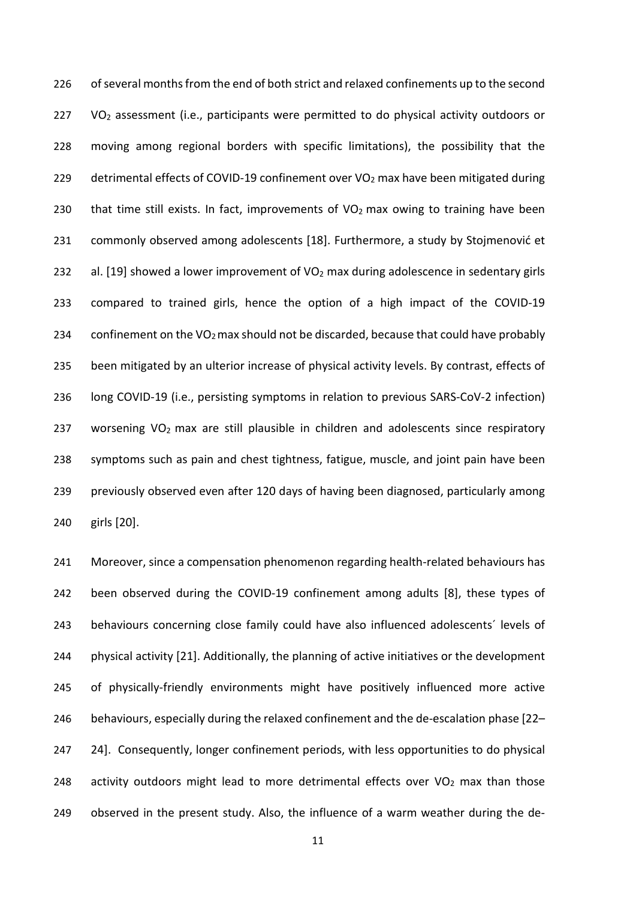of several months from the end of both strict and relaxed confinements up to the second $VO_2$ assessment (i.e., participants were permitted to do physical activity outdoors or moving among regional borders with specific limitations), the possibility that the detrimental effects of COVID-19 confinement over $VO_2$ max have been mitigated during that time still exists. In fact, improvements of $VO_2$ max owing to training have been commonly observed among adolescents [18]. Furthermore, a study by Stojmenović et al. [19] showed a lower improvement of $VO_2$ max during adolescence in sedentary girls compared to trained girls, hence the option of a high impact of the COVID-19 confinement on the $VO_2$ max should not be discarded, because that could have probably been mitigated by an ulterior increase of physical activity levels. By contrast, effects of long COVID-19 (i.e., persisting symptoms in relation to previous SARS-CoV-2 infection) worsening $VO_2$ max are still plausible in children and adolescents since respiratory symptoms such as pain and chest tightness, fatigue, muscle, and joint pain have been previously observed even after 120 days of having been diagnosed, particularly among girls [20].

Moreover, since a compensation phenomenon regarding health-related behaviours has been observed during the COVID-19 confinement among adults [8], these types of behaviours concerning close family could have also influenced adolescents´ levels of physical activity [21]. Additionally, the planning of active initiatives or the development of physically-friendly environments might have positively influenced more active behaviours, especially during the relaxed confinement and the de-escalation phase [22–24]. Consequently, longer confinement periods, with less opportunities to do physical activity outdoors might lead to more detrimental effects over $VO_2$ max than those observed in the present study. Also, the influence of a warm weather during the de-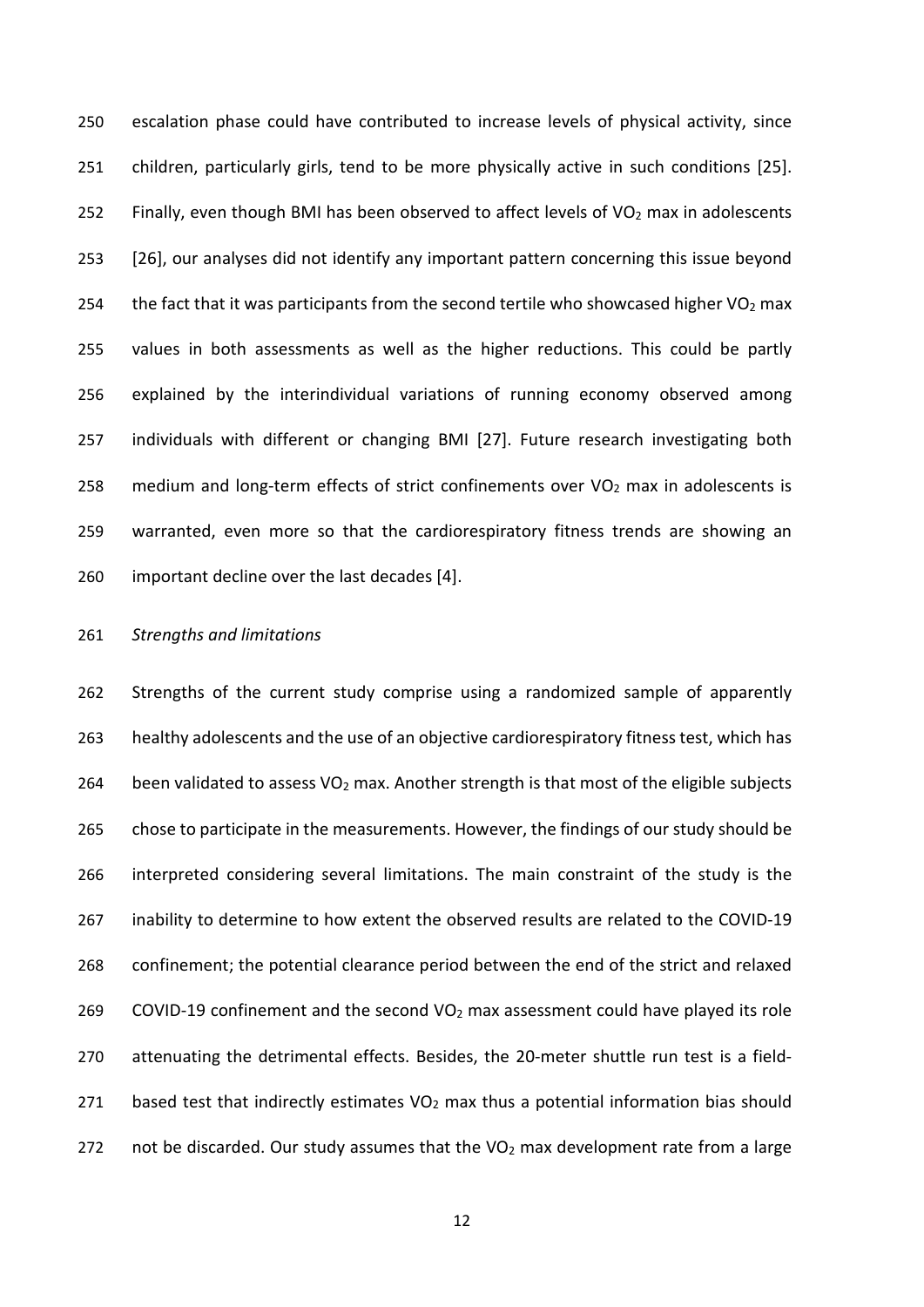escalation phase could have contributed to increase levels of physical activity, since children, particularly girls, tend to be more physically active in such conditions [25]. Finally, even though BMI has been observed to affect levels of $VO_2$ max in adolescents [26], our analyses did not identify any important pattern concerning this issue beyond the fact that it was participants from the second tertile who showcased higher $VO_2$ max values in both assessments as well as the higher reductions. This could be partly explained by the interindividual variations of running economy observed among individuals with different or changing BMI [27]. Future research investigating both medium and long-term effects of strict confinements over $VO_2$ max in adolescents is warranted, even more so that the cardiorespiratory fitness trends are showing an important decline over the last decades [4].

*Strengths and limitations*

Strengths of the current study comprise using a randomized sample of apparently healthy adolescents and the use of an objective cardiorespiratory fitness test, which has been validated to assess $VO_2$ max. Another strength is that most of the eligible subjects chose to participate in the measurements. However, the findings of our study should be interpreted considering several limitations. The main constraint of the study is the inability to determine to how extent the observed results are related to the COVID-19 confinement; the potential clearance period between the end of the strict and relaxed COVID-19 confinement and the second $VO_2$ max assessment could have played its role attenuating the detrimental effects. Besides, the 20-meter shuttle run test is a field-based test that indirectly estimates $VO_2$ max thus a potential information bias should not be discarded. Our study assumes that the $VO_2$ max development rate from a large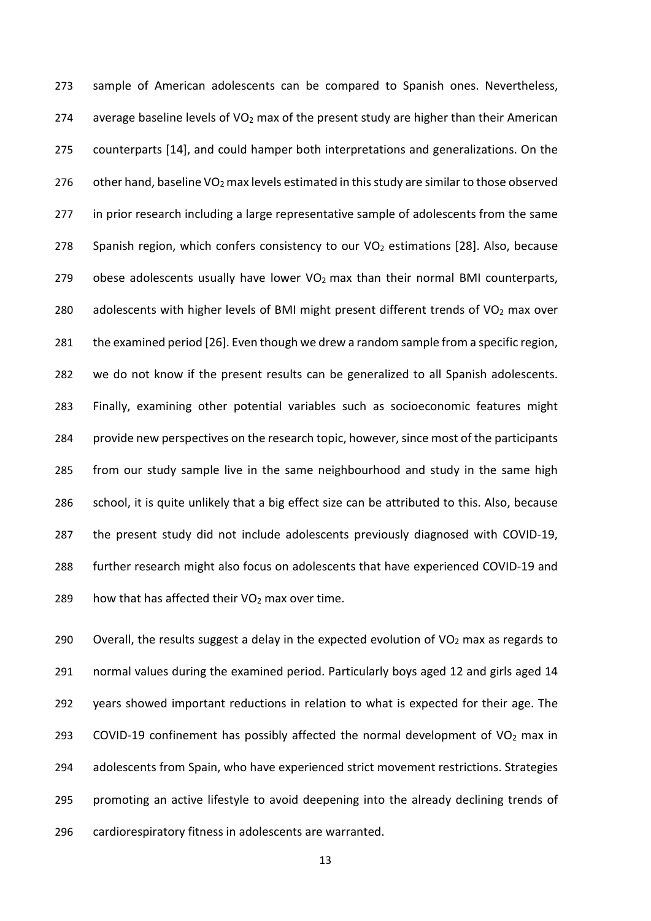sample of American adolescents can be compared to Spanish ones. Nevertheless, average baseline levels of $VO_2$ max of the present study are higher than their American counterparts [14], and could hamper both interpretations and generalizations. On the other hand, baseline $VO_2$ max levels estimated in this study are similar to those observed in prior research including a large representative sample of adolescents from the same Spanish region, which confers consistency to our $VO_2$ estimations [28]. Also, because obese adolescents usually have lower $VO_2$ max than their normal BMI counterparts, adolescents with higher levels of BMI might present different trends of $VO_2$ max over the examined period [26]. Even though we drew a random sample from a specific region, we do not know if the present results can be generalized to all Spanish adolescents. Finally, examining other potential variables such as socioeconomic features might provide new perspectives on the research topic, however, since most of the participants from our study sample live in the same neighbourhood and study in the same high school, it is quite unlikely that a big effect size can be attributed to this. Also, because the present study did not include adolescents previously diagnosed with COVID-19, further research might also focus on adolescents that have experienced COVID-19 and how that has affected their $VO_2$ max over time.

Overall, the results suggest a delay in the expected evolution of $VO_2$ max as regards to normal values during the examined period. Particularly boys aged 12 and girls aged 14 years showed important reductions in relation to what is expected for their age. The COVID-19 confinement has possibly affected the normal development of $VO_2$ max in adolescents from Spain, who have experienced strict movement restrictions. Strategies promoting an active lifestyle to avoid deepening into the already declining trends of cardiorespiratory fitness in adolescents are warranted.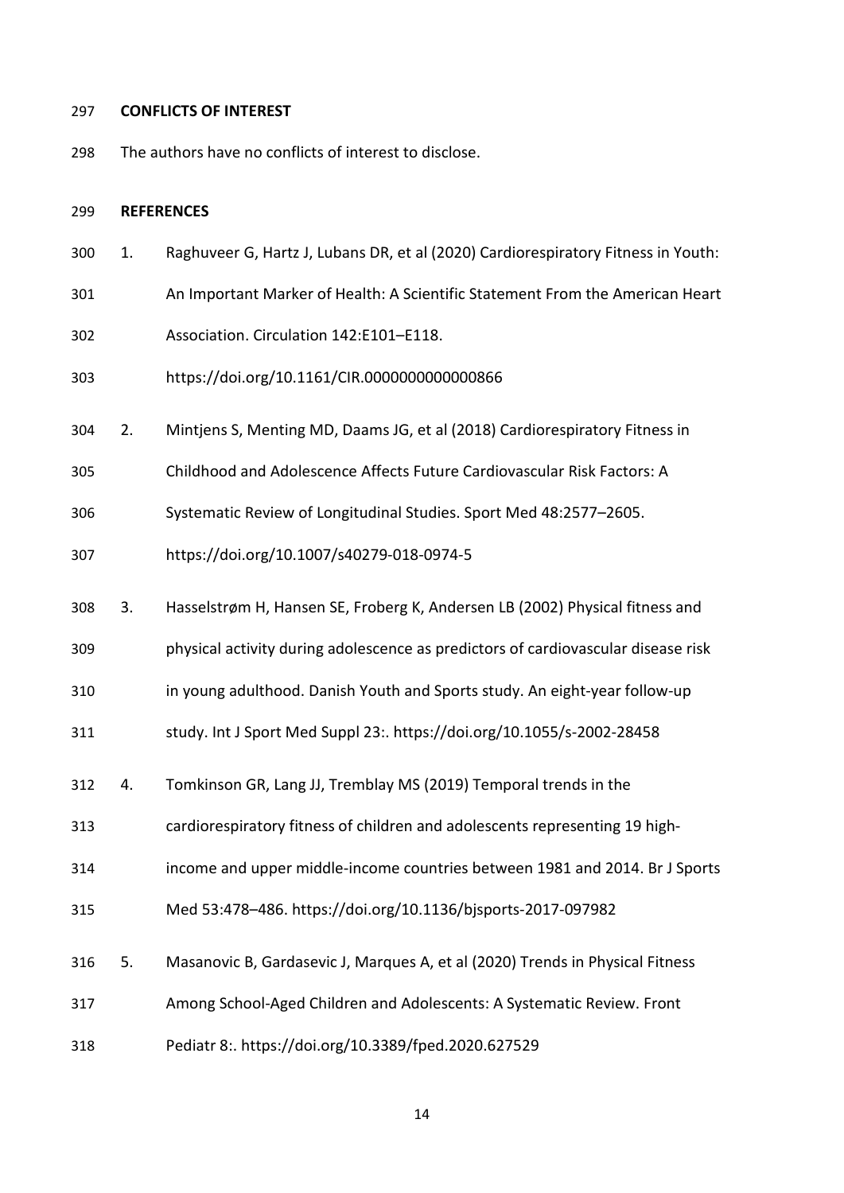## CONFLICTS OF INTEREST

The authors have no conflicts of interest to disclose.

## REFERENCES

1. Raghuveer G, Hartz J, Lubans DR, et al (2020) Cardiorespiratory Fitness in Youth: An Important Marker of Health: A Scientific Statement From the American Heart Association. Circulation 142:E101–E118. https://doi.org/10.1161/CIR.0000000000000866

2. Mintjens S, Menting MD, Daams JG, et al (2018) Cardiorespiratory Fitness in Childhood and Adolescence Affects Future Cardiovascular Risk Factors: A Systematic Review of Longitudinal Studies. Sport Med 48:2577–2605. https://doi.org/10.1007/s40279-018-0974-5

3. Hasselstrøm H, Hansen SE, Froberg K, Andersen LB (2002) Physical fitness and physical activity during adolescence as predictors of cardiovascular disease risk in young adulthood. Danish Youth and Sports study. An eight-year follow-up study. Int J Sport Med Suppl 23:. https://doi.org/10.1055/s-2002-28458

4. Tomkinson GR, Lang JJ, Tremblay MS (2019) Temporal trends in the cardiorespiratory fitness of children and adolescents representing 19 high-income and upper middle-income countries between 1981 and 2014. Br J Sports Med 53:478–486. https://doi.org/10.1136/bjsports-2017-097982

5. Masanovic B, Gardasevic J, Marques A, et al (2020) Trends in Physical Fitness Among School-Aged Children and Adolescents: A Systematic Review. Front Pediatr 8:. https://doi.org/10.3389/fped.2020.627529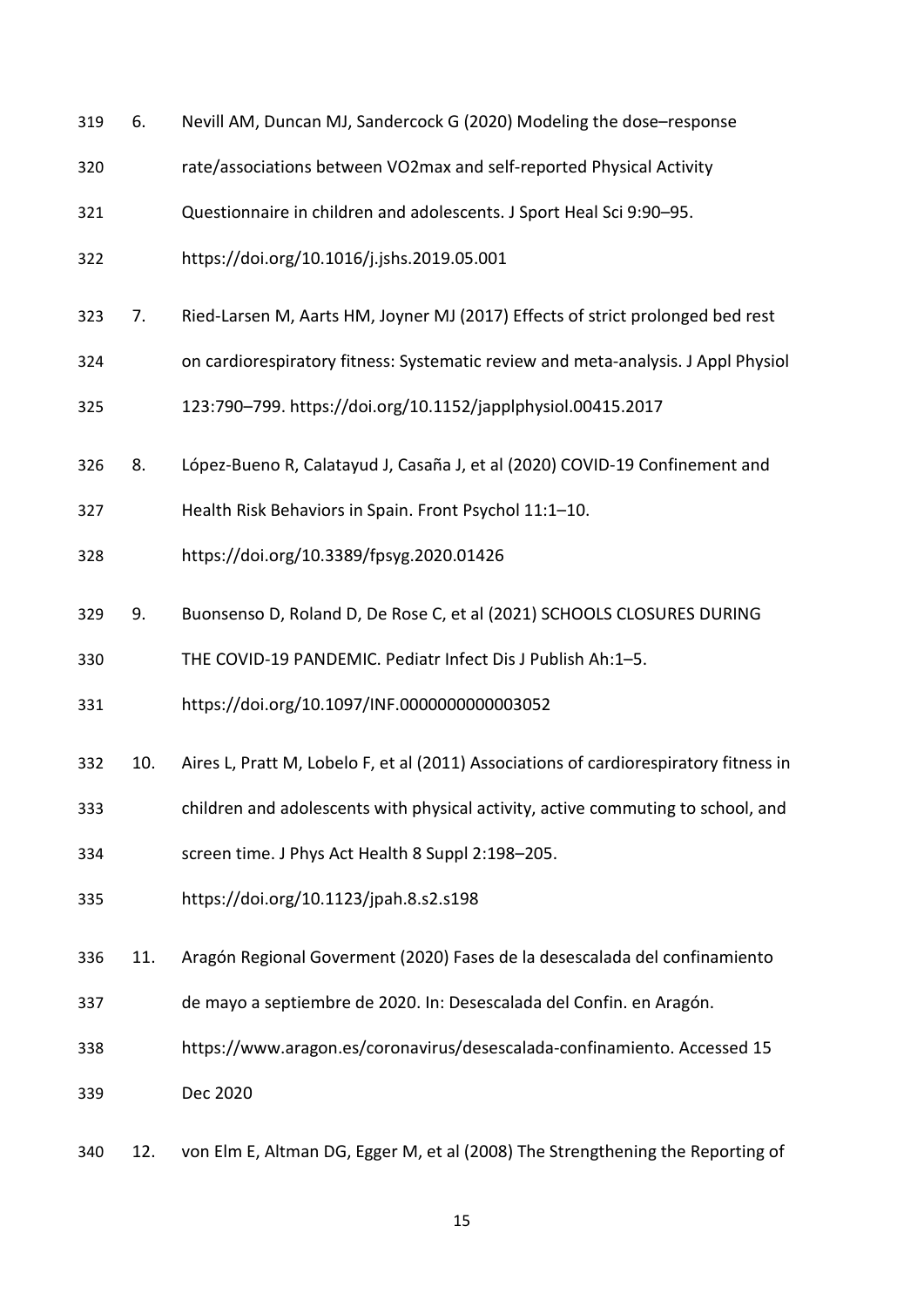6. Nevill AM, Duncan MJ, Sandercock G (2020) Modeling the dose–response rate/associations between VO2max and self-reported Physical Activity Questionnaire in children and adolescents. J Sport Heal Sci 9:90–95. https://doi.org/10.1016/j.jshs.2019.05.001

7. Ried-Larsen M, Aarts HM, Joyner MJ (2017) Effects of strict prolonged bed rest on cardiorespiratory fitness: Systematic review and meta-analysis. J Appl Physiol 123:790–799. https://doi.org/10.1152/japplphysiol.00415.2017

8. López-Bueno R, Calatayud J, Casaña J, et al (2020) COVID-19 Confinement and Health Risk Behaviors in Spain. Front Psychol 11:1–10. https://doi.org/10.3389/fpsyg.2020.01426

9. Buonsenso D, Roland D, De Rose C, et al (2021) SCHOOLS CLOSURES DURING THE COVID-19 PANDEMIC. Pediatr Infect Dis J Publish Ah:1–5. https://doi.org/10.1097/INF.0000000000003052

10. Aires L, Pratt M, Lobelo F, et al (2011) Associations of cardiorespiratory fitness in children and adolescents with physical activity, active commuting to school, and screen time. J Phys Act Health 8 Suppl 2:198–205. https://doi.org/10.1123/jpah.8.s2.s198

11. Aragón Regional Goverment (2020) Fases de la desescalada del confinamiento de mayo a septiembre de 2020. In: Desescalada del Confin. en Aragón. https://www.aragon.es/coronavirus/desescalada-confinamiento. Accessed 15 Dec 2020

12. von Elm E, Altman DG, Egger M, et al (2008) The Strengthening the Reporting of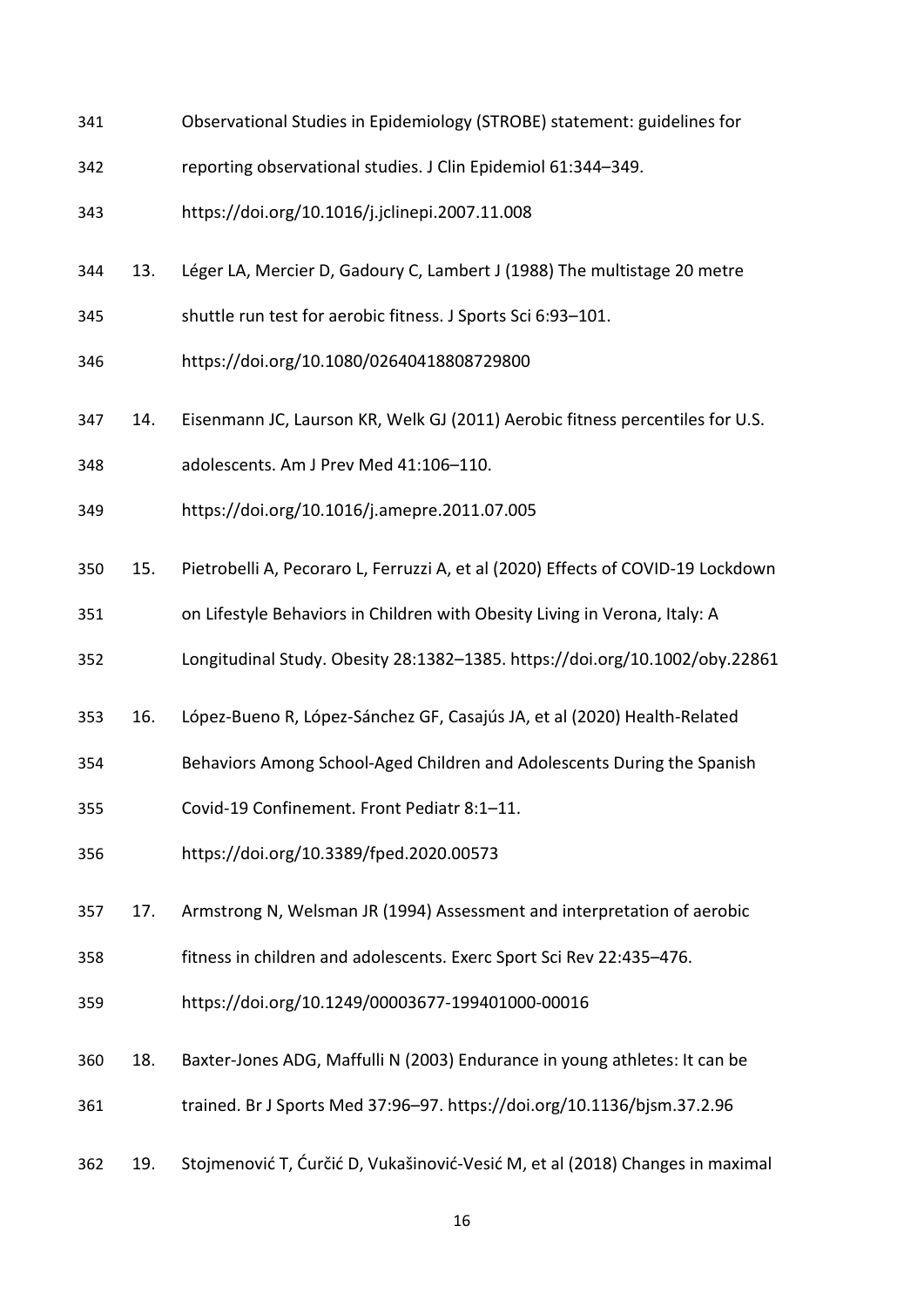Observational Studies in Epidemiology (STROBE) statement: guidelines for reporting observational studies. J Clin Epidemiol 61:344–349. https://doi.org/10.1016/j.jclinepi.2007.11.008

13. Léger LA, Mercier D, Gadoury C, Lambert J (1988) The multistage 20 metre shuttle run test for aerobic fitness. J Sports Sci 6:93–101. https://doi.org/10.1080/02640418808729800

14. Eisenmann JC, Laurson KR, Welk GJ (2011) Aerobic fitness percentiles for U.S. adolescents. Am J Prev Med 41:106–110. https://doi.org/10.1016/j.amepre.2011.07.005

15. Pietrobelli A, Pecoraro L, Ferruzzi A, et al (2020) Effects of COVID-19 Lockdown on Lifestyle Behaviors in Children with Obesity Living in Verona, Italy: A Longitudinal Study. Obesity 28:1382–1385. https://doi.org/10.1002/oby.22861

16. López-Bueno R, López-Sánchez GF, Casajús JA, et al (2020) Health-Related Behaviors Among School-Aged Children and Adolescents During the Spanish Covid-19 Confinement. Front Pediatr 8:1–11. https://doi.org/10.3389/fped.2020.00573

17. Armstrong N, Welsman JR (1994) Assessment and interpretation of aerobic fitness in children and adolescents. Exerc Sport Sci Rev 22:435–476. https://doi.org/10.1249/00003677-199401000-00016

18. Baxter-Jones ADG, Maffulli N (2003) Endurance in young athletes: It can be trained. Br J Sports Med 37:96–97. https://doi.org/10.1136/bjsm.37.2.96

19. Stojmenović T, Ćurčić D, Vukašinović-Vesić M, et al (2018) Changes in maximal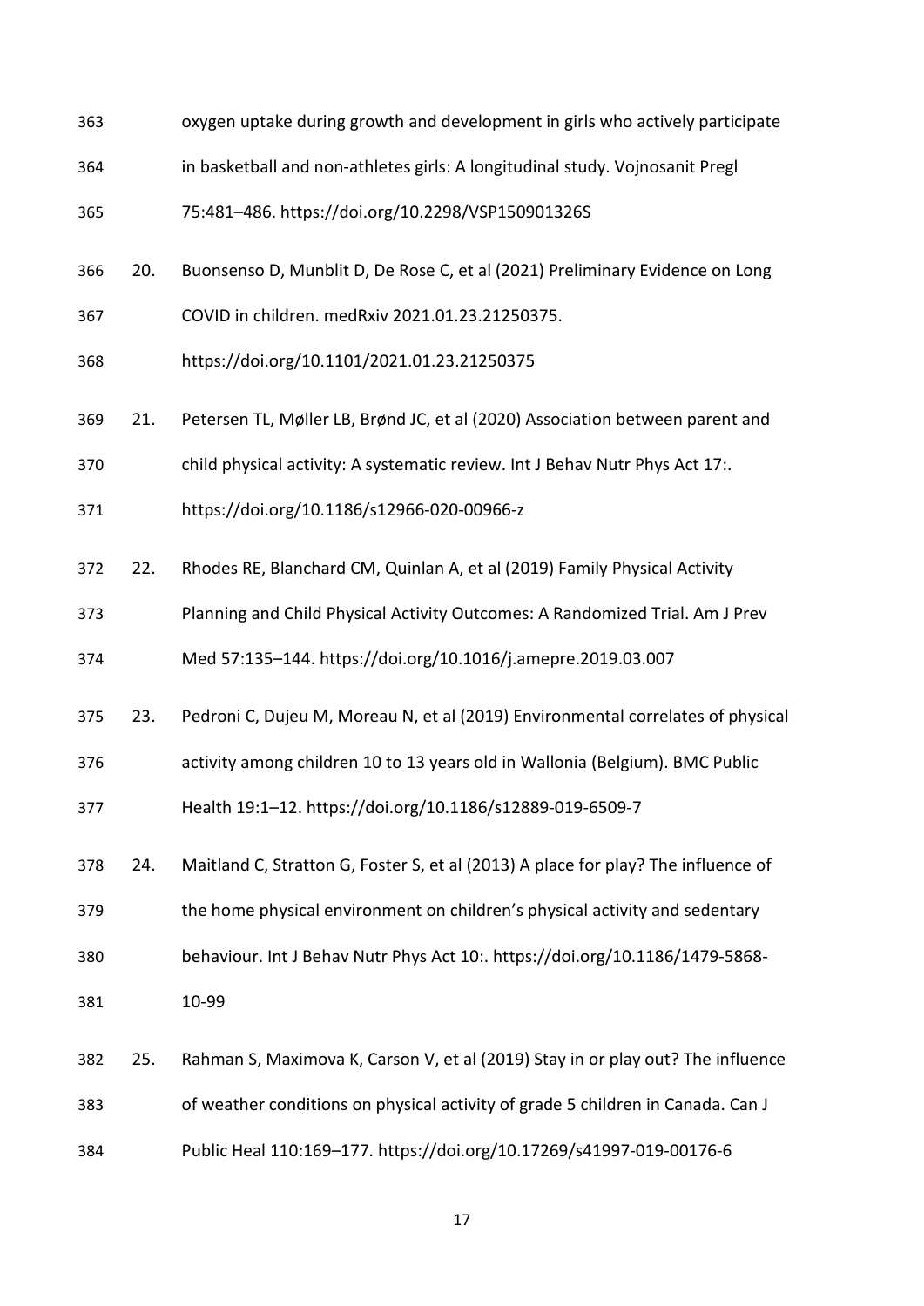oxygen uptake during growth and development in girls who actively participate in basketball and non-athletes girls: A longitudinal study. Vojnosanit Pregl 75:481–486. https://doi.org/10.2298/VSP150901326S

20. Buonsenso D, Munblit D, De Rose C, et al (2021) Preliminary Evidence on Long COVID in children. medRxiv 2021.01.23.21250375. https://doi.org/10.1101/2021.01.23.21250375

21. Petersen TL, Møller LB, Brønd JC, et al (2020) Association between parent and child physical activity: A systematic review. Int J Behav Nutr Phys Act 17:. https://doi.org/10.1186/s12966-020-00966-z

22. Rhodes RE, Blanchard CM, Quinlan A, et al (2019) Family Physical Activity Planning and Child Physical Activity Outcomes: A Randomized Trial. Am J Prev Med 57:135–144. https://doi.org/10.1016/j.amepre.2019.03.007

23. Pedroni C, Dujeu M, Moreau N, et al (2019) Environmental correlates of physical activity among children 10 to 13 years old in Wallonia (Belgium). BMC Public Health 19:1–12. https://doi.org/10.1186/s12889-019-6509-7

24. Maitland C, Stratton G, Foster S, et al (2013) A place for play? The influence of the home physical environment on children's physical activity and sedentary behaviour. Int J Behav Nutr Phys Act 10:. https://doi.org/10.1186/1479-5868-10-99

25. Rahman S, Maximova K, Carson V, et al (2019) Stay in or play out? The influence of weather conditions on physical activity of grade 5 children in Canada. Can J Public Heal 110:169–177. https://doi.org/10.17269/s41997-019-00176-6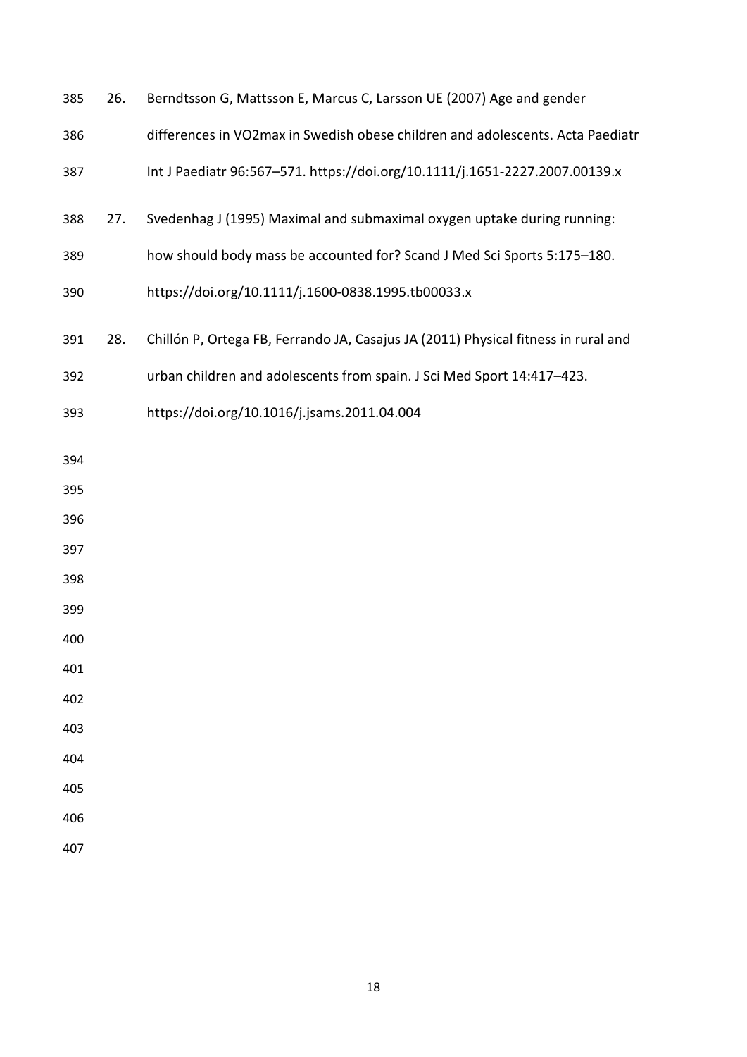26. Berndtsson G, Mattsson E, Marcus C, Larsson UE (2007) Age and gender differences in VO2max in Swedish obese children and adolescents. Acta Paediatr Int J Paediatr 96:567–571. https://doi.org/10.1111/j.1651-2227.2007.00139.x

27. Svedenhag J (1995) Maximal and submaximal oxygen uptake during running: how should body mass be accounted for? Scand J Med Sci Sports 5:175–180. https://doi.org/10.1111/j.1600-0838.1995.tb00033.x

28. Chillón P, Ortega FB, Ferrando JA, Casajus JA (2011) Physical fitness in rural and urban children and adolescents from spain. J Sci Med Sport 14:417–423. https://doi.org/10.1016/j.jsams.2011.04.004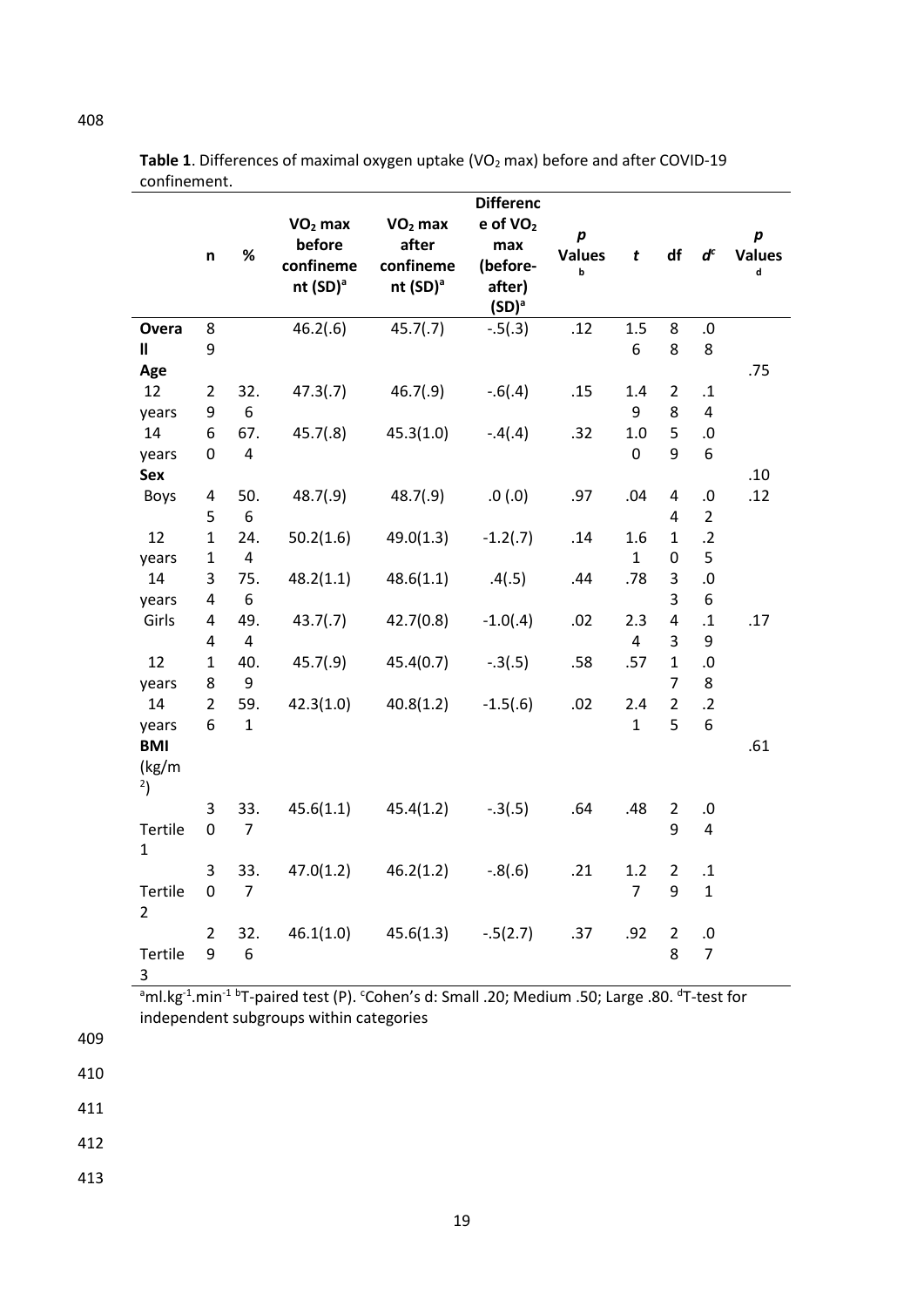**Table 1**. Differences of maximal oxygen uptake ($VO_2$ max) before and after COVID-19 confinement.

| | n | % | $VO_2$ max before confinement (SD)[a] | $VO_2$ max after confinement (SD)[a] | Difference of $VO_2$ max (before-after) (SD)[a] | *p* Values[b] | *t* | df | *d*[c] | *p* Values[d] |
|---|---|---|---|---|---|---|---|---|---|---|
| **Overall** | 89 | | 46.2(.6) | 45.7(.7) | -.5(.3) | .12 | 1.56 | 88 | .08 | |
| **Age** | | | | | | | | | | .75 |
| 12 years | 29 | 32.6 | 47.3(.7) | 46.7(.9) | -.6(.4) | .15 | 1.49 | 28 | .14 | |
| 14 years | 60 | 67.4 | 45.7(.8) | 45.3(1.0) | -.4(.4) | .32 | 1.00 | 59 | .06 | |
| **Sex** | | | | | | | | | | .10 |
| Boys | 45 | 50.6 | 48.7(.9) | 48.7(.9) | .0 (.0) | .97 | .04 | 44 | .02 | .12 |
| 12 years | 11 | 24.4 | 50.2(1.6) | 49.0(1.3) | -1.2(.7) | .14 | 1.61 | 10 | .25 | |
| 14 years | 34 | 75.6 | 48.2(1.1) | 48.6(1.1) | .4(.5) | .44 | .78 | 33 | .06 | |
| Girls | 44 | 49.4 | 43.7(.7) | 42.7(0.8) | -1.0(.4) | .02 | 2.34 | 43 | .19 | .17 |
| 12 years | 18 | 40.9 | 45.7(.9) | 45.4(0.7) | -.3(.5) | .58 | .57 | 17 | .08 | |
| 14 years | 26 | 59.1 | 42.3(1.0) | 40.8(1.2) | -1.5(.6) | .02 | 2.41 | 25 | .26 | |
| **BMI** ($kg/m^2$) | | | | | | | | | | .61 |
| Tertile 1 | 30 | 33.7 | 45.6(1.1) | 45.4(1.2) | -.3(.5) | .64 | .48 | 29 | .04 | |
| Tertile 2 | 30 | 33.7 | 47.0(1.2) | 46.2(1.2) | -.8(.6) | .21 | 1.27 | 29 | .11 | |
| Tertile 3 | 29 | 32.6 | 46.1(1.0) | 45.6(1.3) | -.5(2.7) | .37 | .92 | 28 | .07 | |

[a]$ml.kg^{-1}.min^{-1}$ [b]T-paired test (P). [c]Cohen's d: Small .20; Medium .50; Large .80. [d]T-test for independent subgroups within categories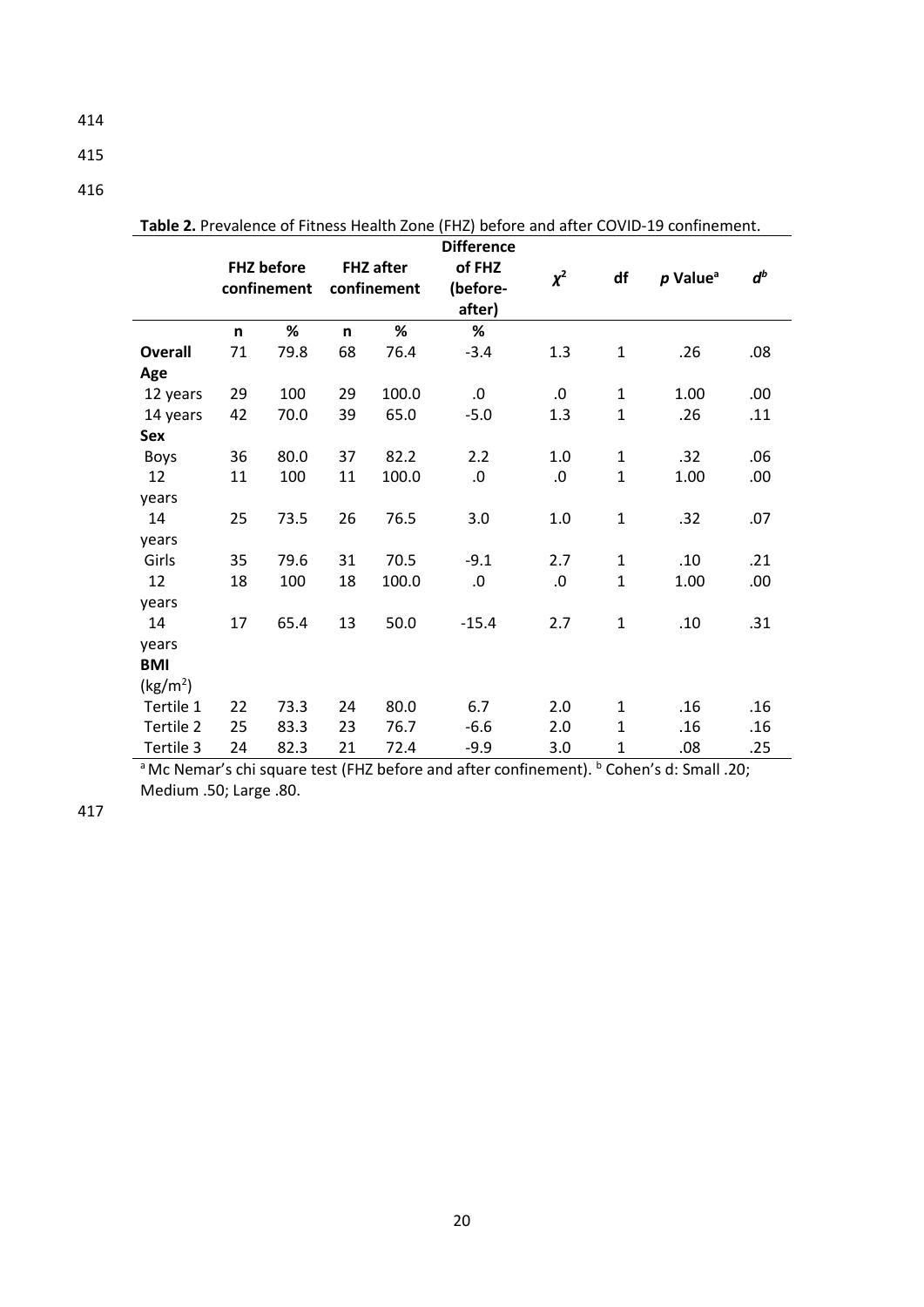**Table 2.** Prevalence of Fitness Health Zone (FHZ) before and after COVID-19 confinement.

| | FHZ before confinement | | FHZ after confinement | | Difference of FHZ (before-after) | $\chi^2$ | df | *p* Value[a] | $d^b$ |
|---|---|---|---|---|---|---|---|---|---|
| | n | % | n | % | % | | | | |
| **Overall** | 71 | 79.8 | 68 | 76.4 | -3.4 | 1.3 | 1 | .26 | .08 |
| **Age** | | | | | | | | | |
| 12 years | 29 | 100 | 29 | 100.0 | .0 | .0 | 1 | 1.00 | .00 |
| 14 years | 42 | 70.0 | 39 | 65.0 | -5.0 | 1.3 | 1 | .26 | .11 |
| **Sex** | | | | | | | | | |
| Boys | 36 | 80.0 | 37 | 82.2 | 2.2 | 1.0 | 1 | .32 | .06 |
| 12 years | 11 | 100 | 11 | 100.0 | .0 | .0 | 1 | 1.00 | .00 |
| 14 years | 25 | 73.5 | 26 | 76.5 | 3.0 | 1.0 | 1 | .32 | .07 |
| Girls | 35 | 79.6 | 31 | 70.5 | -9.1 | 2.7 | 1 | .10 | .21 |
| 12 years | 18 | 100 | 18 | 100.0 | .0 | .0 | 1 | 1.00 | .00 |
| 14 years | 17 | 65.4 | 13 | 50.0 | -15.4 | 2.7 | 1 | .10 | .31 |
| **BMI** ($kg/m^2$) | | | | | | | | | |
| Tertile 1 | 22 | 73.3 | 24 | 80.0 | 6.7 | 2.0 | 1 | .16 | .16 |
| Tertile 2 | 25 | 83.3 | 23 | 76.7 | -6.6 | 2.0 | 1 | .16 | .16 |
| Tertile 3 | 24 | 82.3 | 21 | 72.4 | -9.9 | 3.0 | 1 | .08 | .25 |

[a] Mc Nemar's chi square test (FHZ before and after confinement). [b] Cohen's d: Small .20; Medium .50; Large .80.